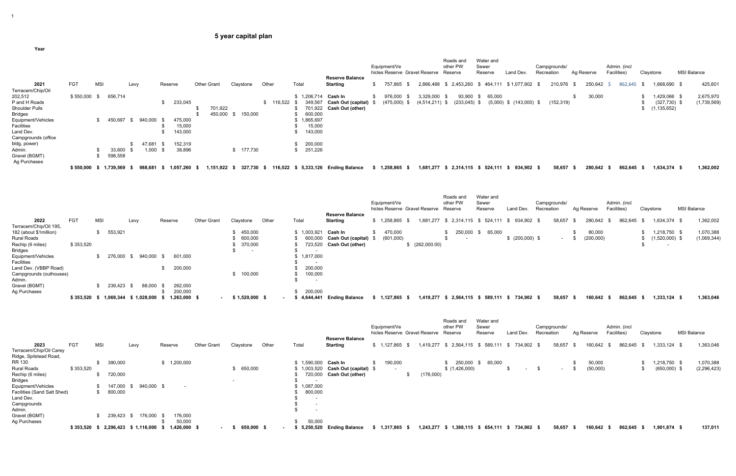# 5 year capital plan

**Year**

| 2021 | FGT | MSI | Levy | Reserve | Other Grant | Claystone | Other | Total |
|---|---|---|---|---|---|---|---|---|
| Terracem/Chip/Oil 202,512 | $ 550,000 | $ 656,714 | | | | | | $ 1,206,714 |
| P and H Roads | | | | $ 233,045 | | | $ 116,522 | $ 349,567 |
| Shoulder Pulls | | | | | $ 701,922 | | | $ 701,922 |
| Bridges | | | | | $ 450,000 | $ 150,000 | | $ 600,000 |
| Equipment/Vehicles | | $ 450,697 | $ 940,000 | $ 475,000 | | | | $ 1,865,697 |
| Facilities | | | | $ 15,000 | | | | $ 15,000 |
| Land Dev. | | | | $ 143,000 | | | | $ 143,000 |
| Campgrounds (office bldg, power) | | | $ 47,681 | $ 152,319 | | | | $ 200,000 |
| Admin. | | $ 33,600 | $ 1,000 | $ 38,896 | | $ 177,730 | | $ 251,226 |
| Gravel (BGMT) | | $ 598,558 | | | | | | |
| Ag Purchases | | | | | | | | |
| | **$ 550,000** | **$ 1,739,569** | **$ 988,681** | **$ 1,057,260** | **$ 1,151,922** | **$ 327,730** | **$ 116,522** | **$ 5,333,126** |

| Reserve Balance | Equipment/Vehicles Reserve | Gravel Reserve | Roads and other PW Reserve | Water and Sewer Reserve | Land Dev. | Campgrounds/ Recreation | Ag Reserve | Admin. (incl Facilities) | Claystone | MSI Balance |
|---|---|---|---|---|---|---|---|---|---|---|
| **Starting** | $ 757,865 | $ 2,866,488 | $ 2,453,260 | $ 464,111 | $ 1,077,902 | $ 210,976 | $ 250,642 | $ 862,645 | $ 1,668,690 | $ 425,601 |
| **Cash In** | $ 976,000 | $ 3,329,000 | $ 93,900 | $ 65,000 | | | $ 30,000 | | $ 1,429,066 | $ 2,675,970 |
| **Cash Out (capital)** | $ (475,000) | $ (4,514,211) | $ (233,045) | $ (5,000) | $ (143,000) | $ (152,319) | | | $ (327,730) | $ (1,739,569) |
| **Cash Out (other)** | | | | | | | | | $ (1,135,652) | |
| **Ending Balance** | **$ 1,258,865** | **$ 1,681,277** | **$ 2,314,115** | **$ 524,111** | **$ 934,902** | **$ 58,657** | **$ 280,642** | **$ 862,645** | **$ 1,634,374** | **$ 1,362,002** |

| 2022 | FGT | MSI | Levy | Reserve | Other Grant | Claystone | Other | Total |
|---|---|---|---|---|---|---|---|---|
| Terracem/Chip/Oil 195, 182 (about $1million) | | $ 553,921 | | | | $ 450,000 | | $ 1,003,921 |
| Rural Roads | | | | | | $ 600,000 | | $ 600,000 |
| Rechip (6 miles) | $ 353,520 | | | | | $ 370,000 | | $ 723,520 |
| Bridges | | | | | | $ - | | $ - |
| Equipment/Vehicles | | $ 276,000 | $ 940,000 | $ 601,000 | | | | $ 1,817,000 |
| Facilities | | | | | | | | $ - |
| Land Dev. (VBBP Road) | | | | $ 200,000 | | | | $ 200,000 |
| Campgrounds (outhouses) | | | | | | $ 100,000 | | $ 100,000 |
| Admin. | | | | | | | | $ - |
| Gravel (BGMT) | | $ 239,423 | $ 88,000 | $ 262,000 | | | | |
| Ag Purchases | | | | $ 200,000 | | | | $ 200,000 |
| | **$ 353,520** | **$ 1,069,344** | **$ 1,028,000** | **$ 1,263,000** | **$ -** | **$ 1,520,000** | **$ -** | **$ 4,644,441** |

| Reserve Balance | Equipment/Vehicles Reserve | Gravel Reserve | Roads and other PW Reserve | Water and Sewer Reserve | Land Dev. | Campgrounds/ Recreation | Ag Reserve | Admin. (incl Facilities) | Claystone | MSI Balance |
|---|---|---|---|---|---|---|---|---|---|---|
| **Starting** | $ 1,258,865 | $ 1,681,277 | $ 2,314,115 | $ 524,111 | $ 934,902 | $ 58,657 | $ 280,642 | $ 862,645 | $ 1,634,374 | $ 1,362,002 |
| **Cash In** | $ 470,000 | | $ 250,000 | $ 65,000 | | | $ 80,000 | | $ 1,218,750 | $ 1,070,388 |
| **Cash Out (capital)** | $ (601,000) | | $ - | | $ (200,000) | $ - | $ (200,000) | | $ (1,520,000) | $ (1,069,344) |
| **Cash Out (other)** | | $ (262,000.00) | | | | | | | $ - | |
| **Ending Balance** | **$ 1,127,865** | **$ 1,419,277** | **$ 2,564,115** | **$ 589,111** | **$ 734,902** | **$ 58,657** | **$ 160,642** | **$ 862,645** | **$ 1,333,124** | **$ 1,363,046** |

| 2023 | FGT | MSI | Levy | Reserve | Other Grant | Claystone | Other | Total |
|---|---|---|---|---|---|---|---|---|
| Terracem/Chip/Oil Carey Ridge, Spilstead Road, RR 130 | | $ 390,000 | | $ 1,200,000 | | | | $ 1,590,000 |
| Rural Roads | $ 353,520 | | | | | $ 650,000 | | $ 1,003,520 |
| Rechip (6 miles) | | $ 720,000 | | | | | | $ 720,000 |
| Bridges | | | | | | - | | $ - |
| Equipment/Vehicles | | $ 147,000 | $ 940,000 | $ - | | | | $ 1,087,000 |
| Facilities (Sand Salt Shed) | | $ 800,000 | | | | | | $ 800,000 |
| Land Dev. | | | | | | | | $ - |
| Campgrounds | | | | | | | | $ - |
| Admin. | | | | | | | | $ - |
| Gravel (BGMT) | | $ 239,423 | $ 176,000 | $ 176,000 | | | | |
| Ag Purchases | | | | $ 50,000 | | | | $ 50,000 |
| | **$ 353,520** | **$ 2,296,423** | **$ 1,116,000** | **$ 1,426,000** | **$ -** | **$ 650,000** | **$ -** | **$ 5,250,520** |

| Reserve Balance | Equipment/Vehicles Reserve | Gravel Reserve | Roads and other PW Reserve | Water and Sewer Reserve | Land Dev. | Campgrounds/ Recreation | Ag Reserve | Admin. (incl Facilities) | Claystone | MSI Balance |
|---|---|---|---|---|---|---|---|---|---|---|
| **Starting** | $ 1,127,865 | $ 1,419,277 | $ 2,564,115 | $ 589,111 | $ 734,902 | $ 58,657 | $ 160,642 | $ 862,645 | $ 1,333,124 | $ 1,363,046 |
| **Cash In** | $ 190,000 | | $ 250,000 | $ 65,000 | | | $ 50,000 | | $ 1,218,750 | $ 1,070,388 |
| **Cash Out (capital)** | $ - | | $ (1,426,000) | | $ - | $ - | $ (50,000) | | $ (650,000) | $ (2,296,423) |
| **Cash Out (other)** | | $ (176,000) | | | | | | | | |
| **Ending Balance** | **$ 1,317,865** | **$ 1,243,277** | **$ 1,388,115** | **$ 654,111** | **$ 734,902** | **$ 58,657** | **$ 160,642** | **$ 862,645** | **$ 1,901,874** | **$ 137,011** |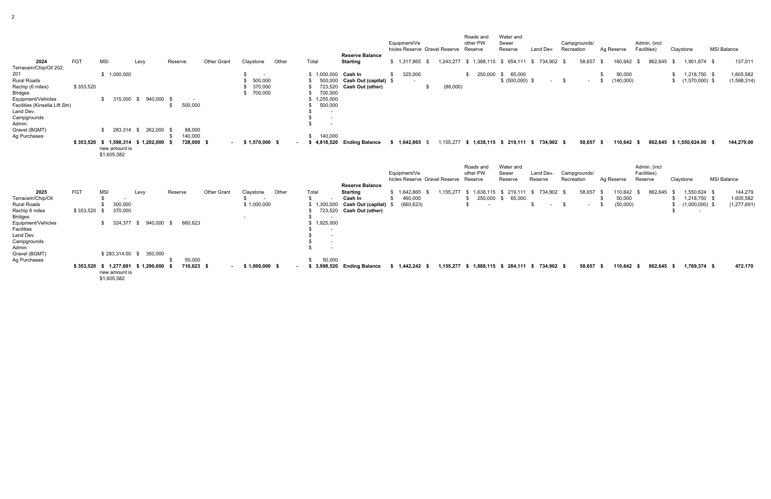| 2024 | FGT | MSI | Levy | Reserve | Other Grant | Claystone | Other | Total | Reserve Balance | Equipment/Vehicles Reserve | Gravel Reserve | Roads and other PW Reserve | Water and Sewer Reserve | Land Dev. | Campgrounds/ Recreation | Ag Reserve | Admin. (incl Facilities) | Claystone | MSI Balance |
|---|---|---|---|---|---|---|---|---|---|---|---|---|---|---|---|---|---|---|---|
| Terracem/Chip/Oil 202, 201 | | $ 1,000,000 | | | | $ - | | $ 1,000,000 | Starting | $ 1,317,865 | $ 1,243,277 | $ 1,388,115 | $ 654,111 | $ 734,902 | $ 58,657 | $ 160,642 | $ 862,645 | $ 1,901,874 | $ 137,011 |
| Rural Roads | | | | | | $ 500,000 | | $ 500,000 | Cash In | $ 325,000 | | $ 250,000 | $ 65,000 | | | $ 90,000 | | $ 1,218,750 | $ 1,605,582 |
| Rechip (6 miles) | $ 353,520 | | | | | $ 370,000 | | $ 723,520 | Cash Out (capital) | $ - | | | $ (500,000) | $ - | $ - | $ (140,000) | | $ (1,570,000) | $ (1,598,314) |
| Bridges | | | | | | $ 700,000 | | $ 700,000 | Cash Out (other) | | $ (88,000) | | | | | | | | |
| Equipment/Vehicles | | $ 315,000 | $ 940,000 | $ - | | | | $ 1,255,000 | | | | | | | | | | | |
| Facilities (Kinsella Lift Stn) | | | | $ 500,000 | | | | $ 500,000 | | | | | | | | | | | |
| Land Dev. | | | | | | | | $ - | | | | | | | | | | | |
| Campgrounds | | | | | | | | $ - | | | | | | | | | | | |
| Admin. | | | | | | | | $ - | | | | | | | | | | | |
| Gravel (BGMT) | | $ 283,314 | $ 262,000 | $ 88,000 | | | | | | | | | | | | | | | |
| Ag Purchases | | | | $ 140,000 | | | | $ 140,000 | | | | | | | | | | | |
| | **$ 353,520** | **$ 1,598,314** | **$ 1,202,000** | **$ 728,000** | **$ -** | **$ 1,570,000** | **$ -** | **$ 4,818,520** | **Ending Balance** | **$ 1,642,865** | **$ 1,155,277** | **$ 1,638,115** | **$ 219,111** | **$ 734,902** | **$ 58,657** | **$ 110,642** | **$ 862,645** | **$ 1,550,624.00** | **$ 144,279.00** |
| | | new amount is $1,605,582 | | | | | | | | | | | | | | | | | |

| 2025 | FGT | MSI | Levy | Reserve | Other Grant | Claystone | Other | Total | Reserve Balance | Equipment/Vehicles Reserve | Gravel Reserve | Roads and other PW Reserve | Water and Sewer Reserve | Land Dev. Reserve | Campgrounds/ Recreation | Ag Reserve | Admin. (incl Facilities) Reserve | Claystone | MSI Balance |
|---|---|---|---|---|---|---|---|---|---|---|---|---|---|---|---|---|---|---|---|
| Terracem/Chip/Oil | | $ - | | | | $ - | | $ - | Starting | $ 1,642,865 | $ 1,155,277 | $ 1,638,115 | $ 219,111 | $ 734,902 | $ 58,657 | $ 110,642 | $ 862,645 | $ 1,550,624 | $ 144,279 |
| Rural Roads | | $ 300,000 | | | | $ 1,000,000 | | $ 1,300,000 | Cash In | $ 460,000 | | $ 250,000 | $ 65,000 | | | $ 50,000 | | $ 1,218,750 | $ 1,605,582 |
| Rechip 6 miles | $ 353,520 | $ 370,000 | | | | | | $ 723,520 | Cash Out (capital) | $ (660,623) | | $ - | | $ - | $ - | $ (50,000) | | $ (1,000,000) | $ (1,277,691) |
| Bridges | | | | | | - | | $ - | Cash Out (other) | | | | | | | | | $ - | |
| Equipment/Vehicles | | $ 324,377 | $ 940,000 | $ 660,623 | | | | $ 1,925,000 | | | | | | | | | | | |
| Facilities | | | | | | | | $ - | | | | | | | | | | | |
| Land Dev. | | | | | | | | $ - | | | | | | | | | | | |
| Campgrounds | | | | | | | | $ - | | | | | | | | | | | |
| Admin. | | | | | | | | $ - | | | | | | | | | | | |
| Gravel (BGMT) | | $ 283,314.00 | $ 350,000 | | | | | | | | | | | | | | | | |
| Ag Purchases | | | | $ 50,000 | | | | $ 50,000 | | | | | | | | | | | |
| | **$ 353,520** | **$ 1,277,691** | **$ 1,290,000** | **$ 710,623** | **$ -** | **$ 1,000,000** | **$ -** | **$ 3,998,520** | **Ending Balance** | **$ 1,442,242** | **$ 1,155,277** | **$ 1,888,115** | **$ 284,111** | **$ 734,902** | **$ 58,657** | **$ 110,642** | **$ 862,645** | **$ 1,769,374** | **$ 472,170** |
| | | new amount is $1,605,582 | | | | | | | | | | | | | | | | | |